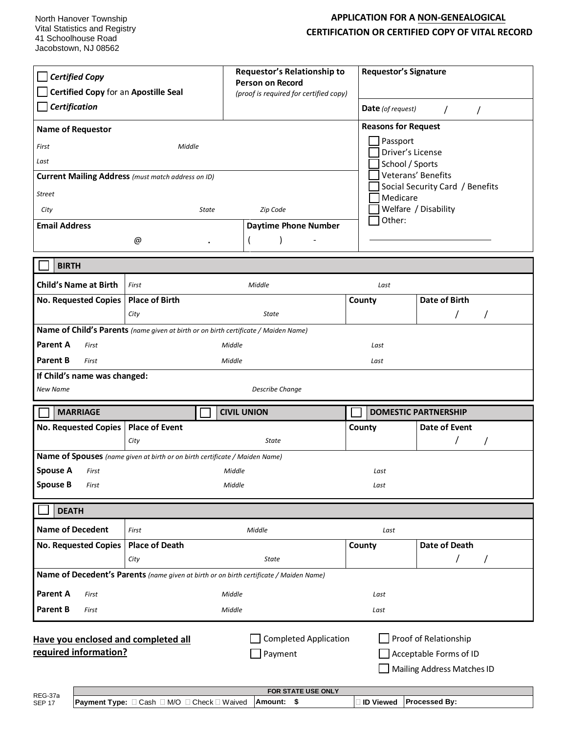North Hanover Township
Vital Statistics and Registry
41 Schoolhouse Road
Jacobstown, NJ 08562

# APPLICATION FOR A NON-GENEALOGICAL CERTIFICATION OR CERTIFIED COPY OF VITAL RECORD

| ☐ ***Certified Copy***<br>☐ **Certified Copy** for an **Apostille Seal**<br>☐ ***Certification*** | **Requestor's Relationship to Person on Record**<br>*(proof is required for certified copy)* | **Requestor's Signature**<br><br>**Date** *(of request)* / / |
|---|---|---|
| **Name of Requestor**<br>*First* *Middle*<br>*Last*<br>**Current Mailing Address** *(must match address on ID)*<br>*Street*<br>*City* *State* *Zip Code* | | **Reasons for Request**<br>☐ Passport<br>☐ Driver's License<br>☐ School / Sports<br>☐ Veterans' Benefits<br>☐ Social Security Card / Benefits<br>☐ Medicare<br>☐ Welfare / Disability<br>☐ Other: ______________ |
| **Email Address**<br>@ . | **Daytime Phone Number**<br>( ) - | |

## ☐ BIRTH

| **Child's Name at Birth** | *First* | *Middle* | *Last* | |
|---|---|---|---|---|
| **No. Requested Copies** | **Place of Birth**<br>*City* | *State* | **County** | **Date of Birth**<br>/ / |
| **Name of Child's Parents** *(name given at birth or on birth certificate / Maiden Name)* | | | | |
| **Parent A** | *First* | *Middle* | *Last* | |
| **Parent B** | *First* | *Middle* | *Last* | |
| **If Child's name was changed:** | | | | |
| *New Name* | | *Describe Change* | | |

## ☐ MARRIAGE ☐ CIVIL UNION ☐ DOMESTIC PARTNERSHIP

| **No. Requested Copies** | **Place of Event**<br>*City* | *State* | **County** | **Date of Event**<br>/ / |
|---|---|---|---|---|
| **Name of Spouses** *(name given at birth or on birth certificate / Maiden Name)* | | | | |
| **Spouse A** | *First* | *Middle* | *Last* | |
| **Spouse B** | *First* | *Middle* | *Last* | |

## ☐ DEATH

| **Name of Decedent** | *First* | *Middle* | *Last* | |
|---|---|---|---|---|
| **No. Requested Copies** | **Place of Death**<br>*City* | *State* | **County** | **Date of Death**<br>/ / |
| **Name of Decedent's Parents** *(name given at birth or on birth certificate / Maiden Name)* | | | | |
| **Parent A** | *First* | *Middle* | *Last* | |
| **Parent B** | *First* | *Middle* | *Last* | |

**Have you enclosed and completed all required information?**

☐ Completed Application
☐ Payment
☐ Proof of Relationship
☐ Acceptable Forms of ID
☐ Mailing Address Matches ID

REG-37a
SEP 17

| FOR STATE USE ONLY | | | |
|---|---|---|---|
| **Payment Type:** ☐ Cash ☐ M/O ☐ Check ☐ Waived | **Amount: $** | ☐ **ID Viewed** | **Processed By:** |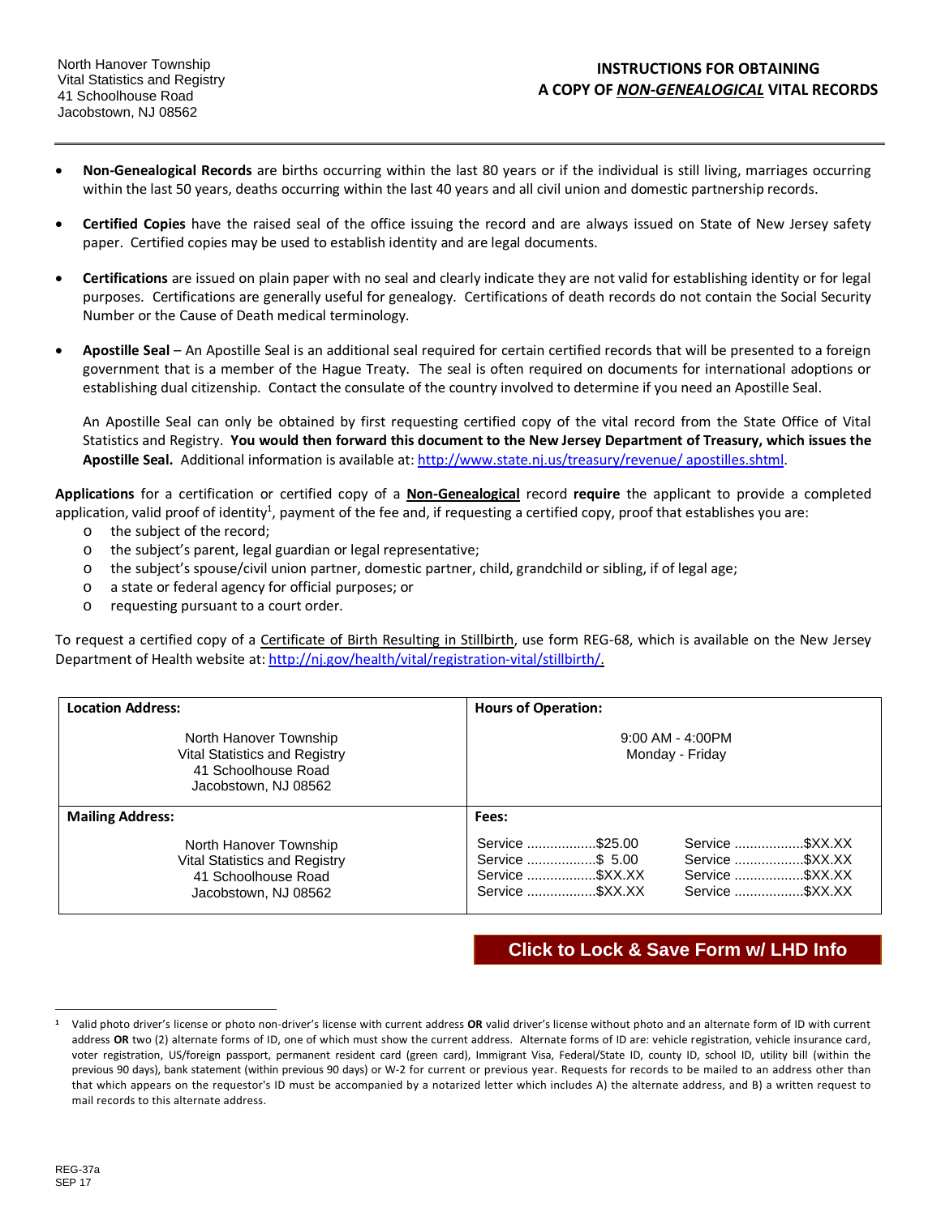North Hanover Township
Vital Statistics and Registry
41 Schoolhouse Road
Jacobstown, NJ 08562

# INSTRUCTIONS FOR OBTAINING A COPY OF ***NON-GENEALOGICAL*** VITAL RECORDS

- **Non-Genealogical Records** are births occurring within the last 80 years or if the individual is still living, marriages occurring within the last 50 years, deaths occurring within the last 40 years and all civil union and domestic partnership records.

- **Certified Copies** have the raised seal of the office issuing the record and are always issued on State of New Jersey safety paper. Certified copies may be used to establish identity and are legal documents.

- **Certifications** are issued on plain paper with no seal and clearly indicate they are not valid for establishing identity or for legal purposes. Certifications are generally useful for genealogy. Certifications of death records do not contain the Social Security Number or the Cause of Death medical terminology.

- **Apostille Seal** – An Apostille Seal is an additional seal required for certain certified records that will be presented to a foreign government that is a member of the Hague Treaty. The seal is often required on documents for international adoptions or establishing dual citizenship. Contact the consulate of the country involved to determine if you need an Apostille Seal.

  An Apostille Seal can only be obtained by first requesting certified copy of the vital record from the State Office of Vital Statistics and Registry. **You would then forward this document to the New Jersey Department of Treasury, which issues the Apostille Seal.** Additional information is available at: http://www.state.nj.us/treasury/revenue/ apostilles.shtml.

**Applications** for a certification or certified copy of a **Non-Genealogical** record **require** the applicant to provide a completed application, valid proof of identity[1], payment of the fee and, if requesting a certified copy, proof that establishes you are:

- the subject of the record;
- the subject's parent, legal guardian or legal representative;
- the subject's spouse/civil union partner, domestic partner, child, grandchild or sibling, if of legal age;
- a state or federal agency for official purposes; or
- requesting pursuant to a court order.

To request a certified copy of a Certificate of Birth Resulting in Stillbirth, use form REG-68, which is available on the New Jersey Department of Health website at: http://nj.gov/health/vital/registration-vital/stillbirth/.

| | |
|---|---|
| **Location Address:**<br>North Hanover Township<br>Vital Statistics and Registry<br>41 Schoolhouse Road<br>Jacobstown, NJ 08562 | **Hours of Operation:**<br>9:00 AM - 4:00PM<br>Monday - Friday |
| **Mailing Address:**<br>North Hanover Township<br>Vital Statistics and Registry<br>41 Schoolhouse Road<br>Jacobstown, NJ 08562 | **Fees:**<br>Service ..................$25.00 &nbsp;&nbsp; Service ..................$XX.XX<br>Service ..................$ 5.00 &nbsp;&nbsp; Service ..................$XX.XX<br>Service ..................$XX.XX &nbsp;&nbsp; Service ..................$XX.XX<br>Service ..................$XX.XX &nbsp;&nbsp; Service ..................$XX.XX |

Click to Lock & Save Form w/ LHD Info

[1] Valid photo driver's license or photo non-driver's license with current address **OR** valid driver's license without photo and an alternate form of ID with current address **OR** two (2) alternate forms of ID, one of which must show the current address. Alternate forms of ID are: vehicle registration, vehicle insurance card, voter registration, US/foreign passport, permanent resident card (green card), Immigrant Visa, Federal/State ID, county ID, school ID, utility bill (within the previous 90 days), bank statement (within previous 90 days) or W-2 for current or previous year. Requests for records to be mailed to an address other than that which appears on the requestor's ID must be accompanied by a notarized letter which includes A) the alternate address, and B) a written request to mail records to this alternate address.

REG-37a
SEP 17